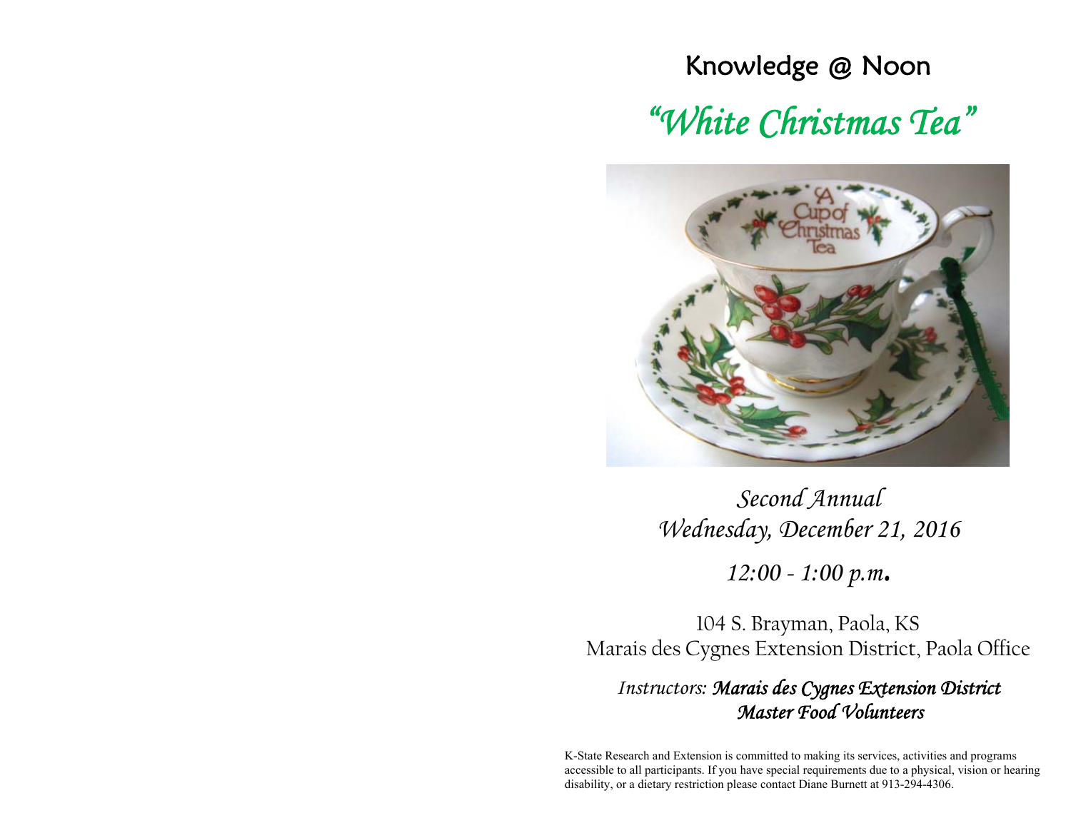# Knowledge @ Noon

## *"White Christmas Tea"*

*Second Annual*
*Wednesday, December 21, 2016*

*12:00 - 1:00 p.m.*

104 S. Brayman, Paola, KS
Marais des Cygnes Extension District, Paola Office

*Instructors:* ***Marais des Cygnes Extension District Master Food Volunteers***

K-State Research and Extension is committed to making its services, activities and programs accessible to all participants. If you have special requirements due to a physical, vision or hearing disability, or a dietary restriction please contact Diane Burnett at 913-294-4306.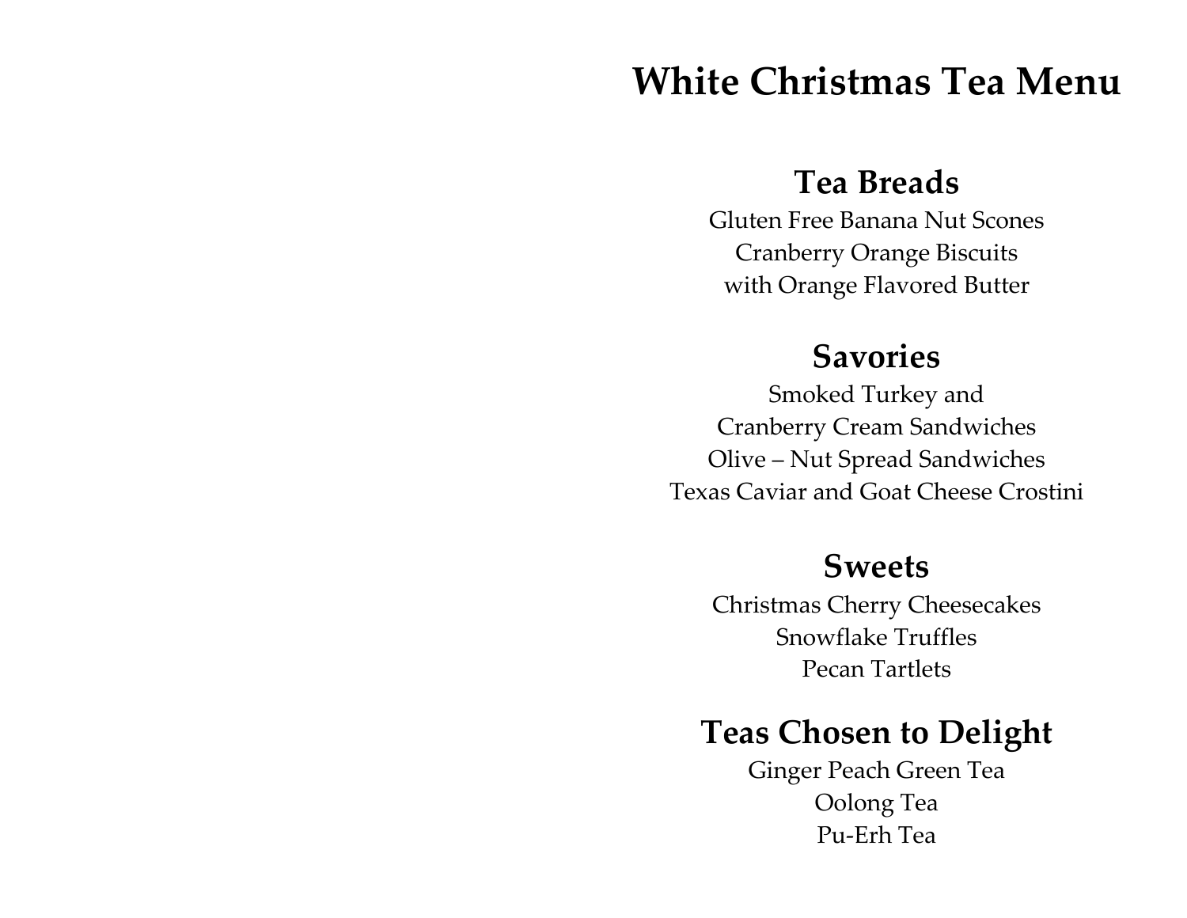# White Christmas Tea Menu

## Tea Breads

Gluten Free Banana Nut Scones
Cranberry Orange Biscuits
with Orange Flavored Butter

## Savories

Smoked Turkey and
Cranberry Cream Sandwiches
Olive – Nut Spread Sandwiches
Texas Caviar and Goat Cheese Crostini

## Sweets

Christmas Cherry Cheesecakes
Snowflake Truffles
Pecan Tartlets

## Teas Chosen to Delight

Ginger Peach Green Tea
Oolong Tea
Pu-Erh Tea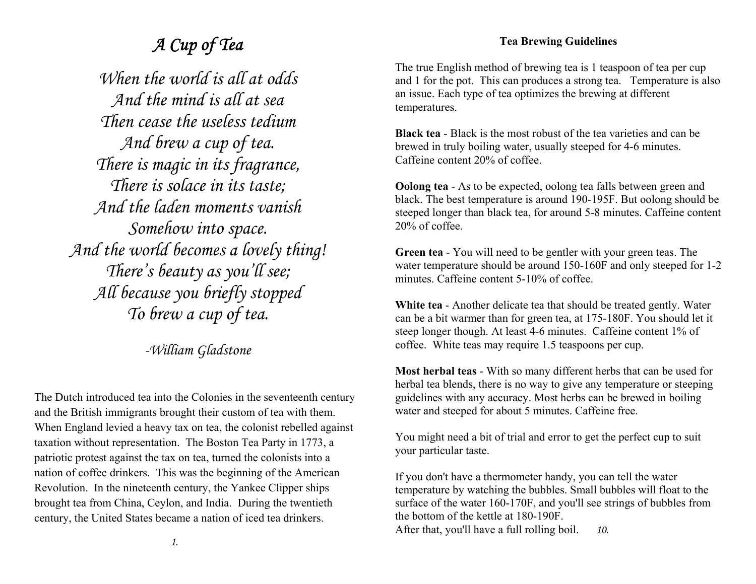# *A Cup of Tea*

*When the world is all at odds*
*And the mind is all at sea*
*Then cease the useless tedium*
*And brew a cup of tea.*
*There is magic in its fragrance,*
*There is solace in its taste;*
*And the laden moments vanish*
*Somehow into space.*
*And the world becomes a lovely thing!*
*There's beauty as you'll see;*
*All because you briefly stopped*
*To brew a cup of tea.*

*-William Gladstone*

The Dutch introduced tea into the Colonies in the seventeenth century and the British immigrants brought their custom of tea with them. When England levied a heavy tax on tea, the colonist rebelled against taxation without representation. The Boston Tea Party in 1773, a patriotic protest against the tax on tea, turned the colonists into a nation of coffee drinkers. This was the beginning of the American Revolution. In the nineteenth century, the Yankee Clipper ships brought tea from China, Ceylon, and India. During the twentieth century, the United States became a nation of iced tea drinkers.

## Tea Brewing Guidelines

The true English method of brewing tea is 1 teaspoon of tea per cup and 1 for the pot. This can produces a strong tea. Temperature is also an issue. Each type of tea optimizes the brewing at different temperatures.

**Black tea** - Black is the most robust of the tea varieties and can be brewed in truly boiling water, usually steeped for 4-6 minutes. Caffeine content 20% of coffee.

**Oolong tea** - As to be expected, oolong tea falls between green and black. The best temperature is around 190-195F. But oolong should be steeped longer than black tea, for around 5-8 minutes. Caffeine content 20% of coffee.

**Green tea** - You will need to be gentler with your green teas. The water temperature should be around 150-160F and only steeped for 1-2 minutes. Caffeine content 5-10% of coffee.

**White tea** - Another delicate tea that should be treated gently. Water can be a bit warmer than for green tea, at 175-180F. You should let it steep longer though. At least 4-6 minutes. Caffeine content 1% of coffee. White teas may require 1.5 teaspoons per cup.

**Most herbal teas** - With so many different herbs that can be used for herbal tea blends, there is no way to give any temperature or steeping guidelines with any accuracy. Most herbs can be brewed in boiling water and steeped for about 5 minutes. Caffeine free.

You might need a bit of trial and error to get the perfect cup to suit your particular taste.

If you don't have a thermometer handy, you can tell the water temperature by watching the bubbles. Small bubbles will float to the surface of the water 160-170F, and you'll see strings of bubbles from the bottom of the kettle at 180-190F.
After that, you'll have a full rolling boil.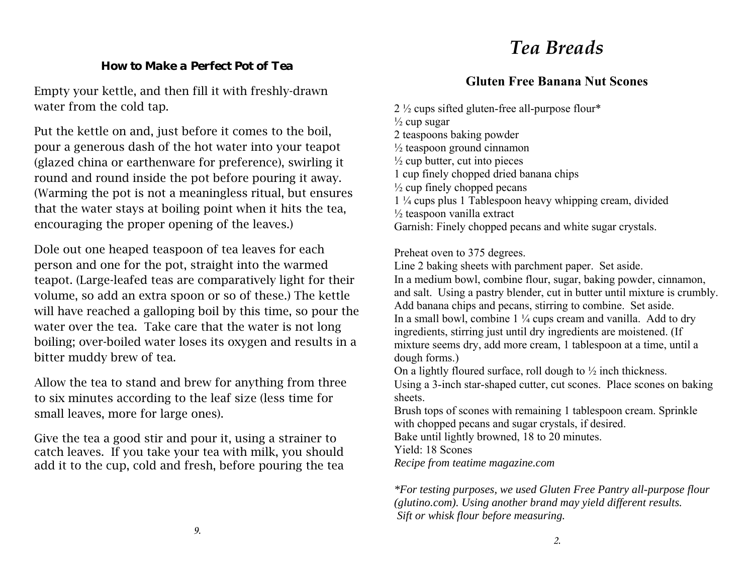### How to Make a Perfect Pot of Tea

Empty your kettle, and then fill it with freshly-drawn water from the cold tap.

Put the kettle on and, just before it comes to the boil, pour a generous dash of the hot water into your teapot (glazed china or earthenware for preference), swirling it round and round inside the pot before pouring it away. (Warming the pot is not a meaningless ritual, but ensures that the water stays at boiling point when it hits the tea, encouraging the proper opening of the leaves.)

Dole out one heaped teaspoon of tea leaves for each person and one for the pot, straight into the warmed teapot. (Large-leafed teas are comparatively light for their volume, so add an extra spoon or so of these.) The kettle will have reached a galloping boil by this time, so pour the water over the tea. Take care that the water is not long boiling; over-boiled water loses its oxygen and results in a bitter muddy brew of tea.

Allow the tea to stand and brew for anything from three to six minutes according to the leaf size (less time for small leaves, more for large ones).

Give the tea a good stir and pour it, using a strainer to catch leaves. If you take your tea with milk, you should add it to the cup, cold and fresh, before pouring the tea

# *Tea Breads*

## Gluten Free Banana Nut Scones

2 ½ cups sifted gluten-free all-purpose flour*
½ cup sugar
2 teaspoons baking powder
½ teaspoon ground cinnamon
½ cup butter, cut into pieces
1 cup finely chopped dried banana chips
½ cup finely chopped pecans
1 ¼ cups plus 1 Tablespoon heavy whipping cream, divided
½ teaspoon vanilla extract
Garnish: Finely chopped pecans and white sugar crystals.

Preheat oven to 375 degrees.
Line 2 baking sheets with parchment paper. Set aside.
In a medium bowl, combine flour, sugar, baking powder, cinnamon, and salt. Using a pastry blender, cut in butter until mixture is crumbly. Add banana chips and pecans, stirring to combine. Set aside.
In a small bowl, combine 1 ¼ cups cream and vanilla. Add to dry ingredients, stirring just until dry ingredients are moistened. (If mixture seems dry, add more cream, 1 tablespoon at a time, until a dough forms.)
On a lightly floured surface, roll dough to ½ inch thickness.
Using a 3-inch star-shaped cutter, cut scones. Place scones on baking sheets.
Brush tops of scones with remaining 1 tablespoon cream. Sprinkle with chopped pecans and sugar crystals, if desired.
Bake until lightly browned, 18 to 20 minutes.
Yield: 18 Scones
*Recipe from teatime magazine.com*

*\*For testing purposes, we used Gluten Free Pantry all-purpose flour (glutino.com). Using another brand may yield different results. Sift or whisk flour before measuring.*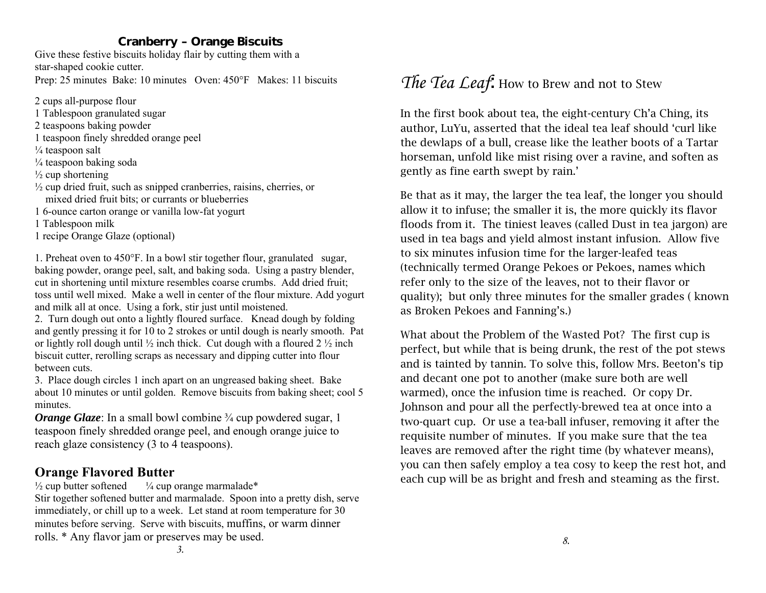## Cranberry – Orange Biscuits

Give these festive biscuits holiday flair by cutting them with a star-shaped cookie cutter.

Prep: 25 minutes  Bake: 10 minutes  Oven: 450°F  Makes: 11 biscuits

- 2 cups all-purpose flour
- 1 Tablespoon granulated sugar
- 2 teaspoons baking powder
- 1 teaspoon finely shredded orange peel
- ¼ teaspoon salt
- ¼ teaspoon baking soda
- ½ cup shortening
- ½ cup dried fruit, such as snipped cranberries, raisins, cherries, or mixed dried fruit bits; or currants or blueberries
- 1 6-ounce carton orange or vanilla low-fat yogurt
- 1 Tablespoon milk
- 1 recipe Orange Glaze (optional)

1. Preheat oven to 450°F. In a bowl stir together flour, granulated sugar, baking powder, orange peel, salt, and baking soda. Using a pastry blender, cut in shortening until mixture resembles coarse crumbs. Add dried fruit; toss until well mixed. Make a well in center of the flour mixture. Add yogurt and milk all at once. Using a fork, stir just until moistened.
2. Turn dough out onto a lightly floured surface. Knead dough by folding and gently pressing it for 10 to 2 strokes or until dough is nearly smooth. Pat or lightly roll dough until ½ inch thick. Cut dough with a floured 2 ½ inch biscuit cutter, rerolling scraps as necessary and dipping cutter into flour between cuts.
3. Place dough circles 1 inch apart on an ungreased baking sheet. Bake about 10 minutes or until golden. Remove biscuits from baking sheet; cool 5 minutes.

***Orange Glaze***: In a small bowl combine ¾ cup powdered sugar, 1 teaspoon finely shredded orange peel, and enough orange juice to reach glaze consistency (3 to 4 teaspoons).

## Orange Flavored Butter

½ cup butter softened    ¼ cup orange marmalade*

Stir together softened butter and marmalade. Spoon into a pretty dish, serve immediately, or chill up to a week. Let stand at room temperature for 30 minutes before serving. Serve with biscuits, muffins, or warm dinner rolls. * Any flavor jam or preserves may be used.

## *The Tea Leaf*: How to Brew and not to Stew

In the first book about tea, the eight-century Ch'a Ching, its author, LuYu, asserted that the ideal tea leaf should 'curl like the dewlaps of a bull, crease like the leather boots of a Tartar horseman, unfold like mist rising over a ravine, and soften as gently as fine earth swept by rain.'

Be that as it may, the larger the tea leaf, the longer you should allow it to infuse; the smaller it is, the more quickly its flavor floods from it. The tiniest leaves (called Dust in tea jargon) are used in tea bags and yield almost instant infusion. Allow five to six minutes infusion time for the larger-leafed teas (technically termed Orange Pekoes or Pekoes, names which refer only to the size of the leaves, not to their flavor or quality); but only three minutes for the smaller grades ( known as Broken Pekoes and Fanning's.)

What about the Problem of the Wasted Pot? The first cup is perfect, but while that is being drunk, the rest of the pot stews and is tainted by tannin. To solve this, follow Mrs. Beeton's tip and decant one pot to another (make sure both are well warmed), once the infusion time is reached. Or copy Dr. Johnson and pour all the perfectly-brewed tea at once into a two-quart cup. Or use a tea-ball infuser, removing it after the requisite number of minutes. If you make sure that the tea leaves are removed after the right time (by whatever means), you can then safely employ a tea cosy to keep the rest hot, and each cup will be as bright and fresh and steaming as the first.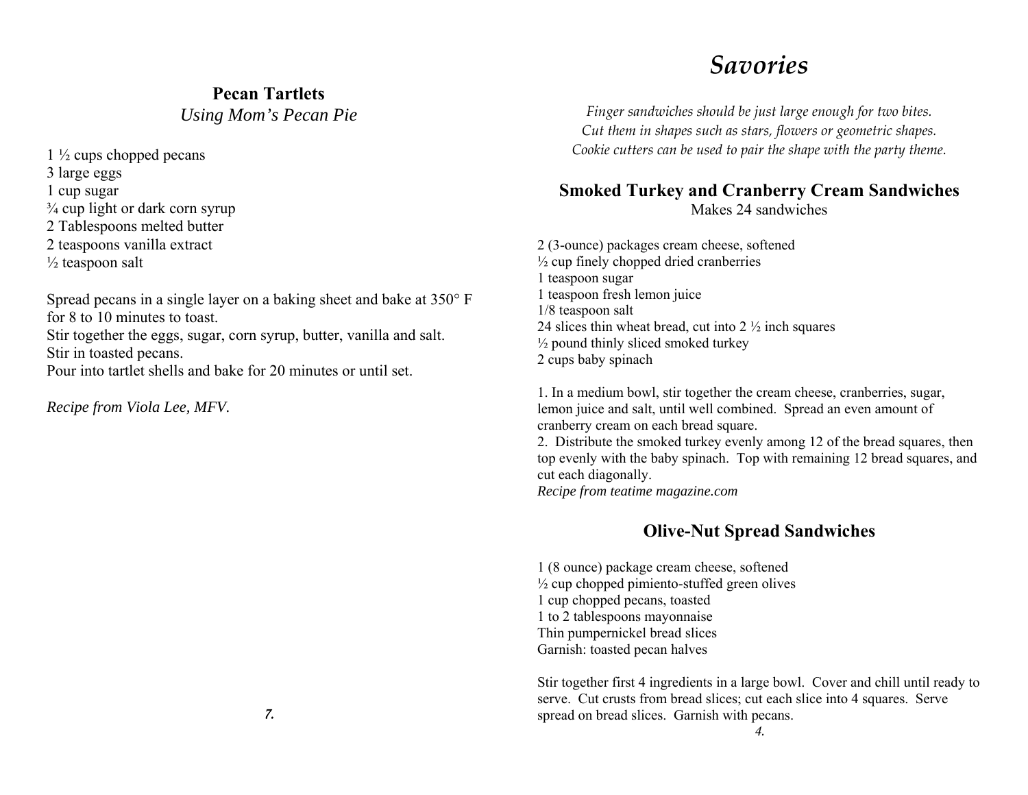## Pecan Tartlets

*Using Mom's Pecan Pie*

1 ½ cups chopped pecans
3 large eggs
1 cup sugar
¾ cup light or dark corn syrup
2 Tablespoons melted butter
2 teaspoons vanilla extract
½ teaspoon salt

Spread pecans in a single layer on a baking sheet and bake at 350° F for 8 to 10 minutes to toast.
Stir together the eggs, sugar, corn syrup, butter, vanilla and salt.
Stir in toasted pecans.
Pour into tartlet shells and bake for 20 minutes or until set.

*Recipe from Viola Lee, MFV.*

# *Savories*

*Finger sandwiches should be just large enough for two bites.*
*Cut them in shapes such as stars, flowers or geometric shapes.*
*Cookie cutters can be used to pair the shape with the party theme.*

## Smoked Turkey and Cranberry Cream Sandwiches

Makes 24 sandwiches

2 (3-ounce) packages cream cheese, softened
½ cup finely chopped dried cranberries
1 teaspoon sugar
1 teaspoon fresh lemon juice
1/8 teaspoon salt
24 slices thin wheat bread, cut into 2 ½ inch squares
½ pound thinly sliced smoked turkey
2 cups baby spinach

1. In a medium bowl, stir together the cream cheese, cranberries, sugar, lemon juice and salt, until well combined. Spread an even amount of cranberry cream on each bread square.
2. Distribute the smoked turkey evenly among 12 of the bread squares, then top evenly with the baby spinach. Top with remaining 12 bread squares, and cut each diagonally.

*Recipe from teatime magazine.com*

## Olive-Nut Spread Sandwiches

1 (8 ounce) package cream cheese, softened
½ cup chopped pimiento-stuffed green olives
1 cup chopped pecans, toasted
1 to 2 tablespoons mayonnaise
Thin pumpernickel bread slices
Garnish: toasted pecan halves

Stir together first 4 ingredients in a large bowl. Cover and chill until ready to serve. Cut crusts from bread slices; cut each slice into 4 squares. Serve spread on bread slices. Garnish with pecans.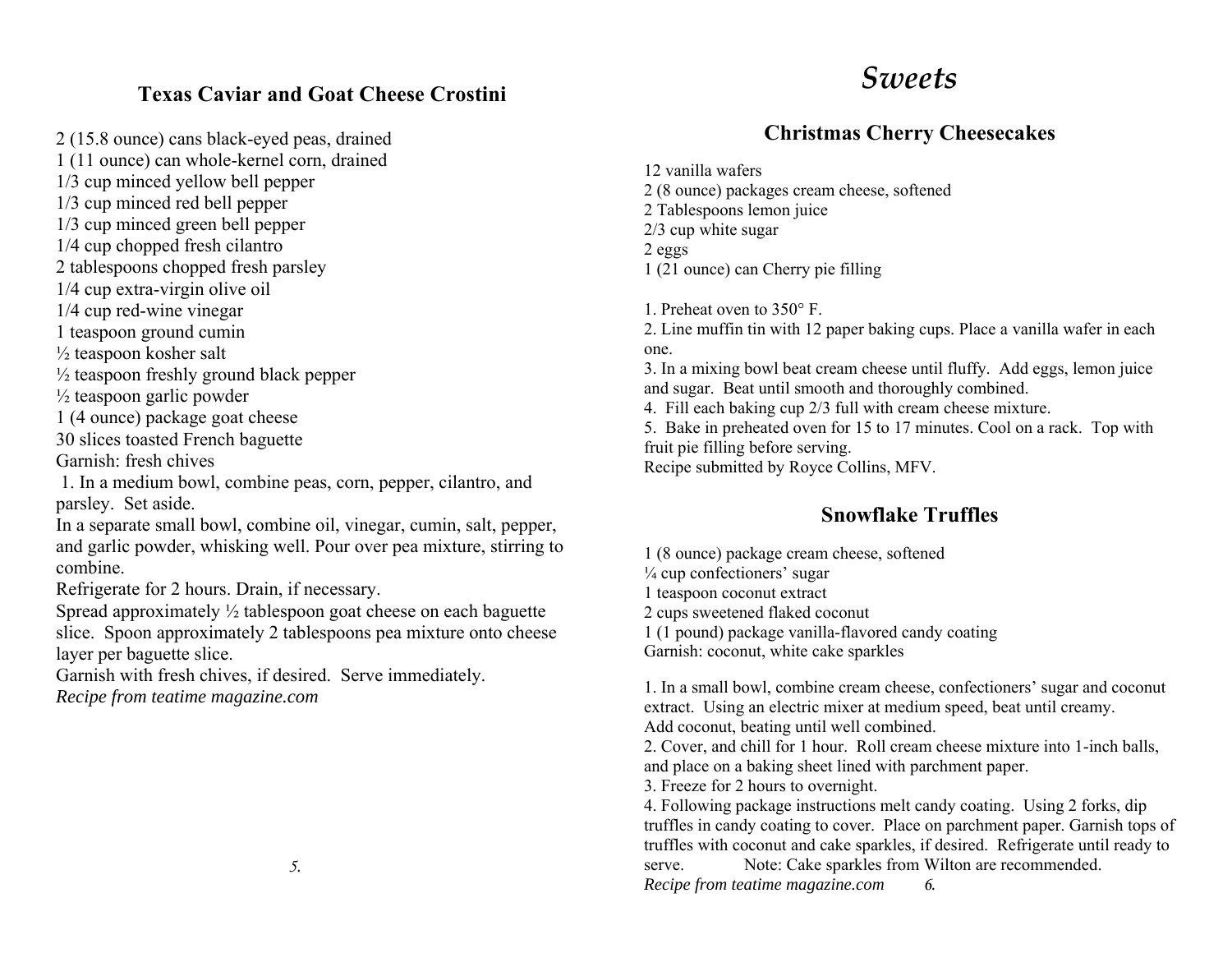## Texas Caviar and Goat Cheese Crostini

2 (15.8 ounce) cans black-eyed peas, drained
1 (11 ounce) can whole-kernel corn, drained
1/3 cup minced yellow bell pepper
1/3 cup minced red bell pepper
1/3 cup minced green bell pepper
1/4 cup chopped fresh cilantro
2 tablespoons chopped fresh parsley
1/4 cup extra-virgin olive oil
1/4 cup red-wine vinegar
1 teaspoon ground cumin
½ teaspoon kosher salt
½ teaspoon freshly ground black pepper
½ teaspoon garlic powder
1 (4 ounce) package goat cheese
30 slices toasted French baguette
Garnish: fresh chives

1. In a medium bowl, combine peas, corn, pepper, cilantro, and parsley. Set aside.

In a separate small bowl, combine oil, vinegar, cumin, salt, pepper, and garlic powder, whisking well. Pour over pea mixture, stirring to combine.

Refrigerate for 2 hours. Drain, if necessary.

Spread approximately ½ tablespoon goat cheese on each baguette slice. Spoon approximately 2 tablespoons pea mixture onto cheese layer per baguette slice.

Garnish with fresh chives, if desired. Serve immediately.

*Recipe from teatime magazine.com*

# Sweets

## Christmas Cherry Cheesecakes

12 vanilla wafers
2 (8 ounce) packages cream cheese, softened
2 Tablespoons lemon juice
2/3 cup white sugar
2 eggs
1 (21 ounce) can Cherry pie filling

1. Preheat oven to 350° F.
2. Line muffin tin with 12 paper baking cups. Place a vanilla wafer in each one.
3. In a mixing bowl beat cream cheese until fluffy. Add eggs, lemon juice and sugar. Beat until smooth and thoroughly combined.
4. Fill each baking cup 2/3 full with cream cheese mixture.
5. Bake in preheated oven for 15 to 17 minutes. Cool on a rack. Top with fruit pie filling before serving.

Recipe submitted by Royce Collins, MFV.

## Snowflake Truffles

1 (8 ounce) package cream cheese, softened
¼ cup confectioners' sugar
1 teaspoon coconut extract
2 cups sweetened flaked coconut
1 (1 pound) package vanilla-flavored candy coating
Garnish: coconut, white cake sparkles

1. In a small bowl, combine cream cheese, confectioners' sugar and coconut extract. Using an electric mixer at medium speed, beat until creamy. Add coconut, beating until well combined.
2. Cover, and chill for 1 hour. Roll cream cheese mixture into 1-inch balls, and place on a baking sheet lined with parchment paper.
3. Freeze for 2 hours to overnight.
4. Following package instructions melt candy coating. Using 2 forks, dip truffles in candy coating to cover. Place on parchment paper. Garnish tops of truffles with coconut and cake sparkles, if desired. Refrigerate until ready to serve. Note: Cake sparkles from Wilton are recommended.

*Recipe from teatime magazine.com*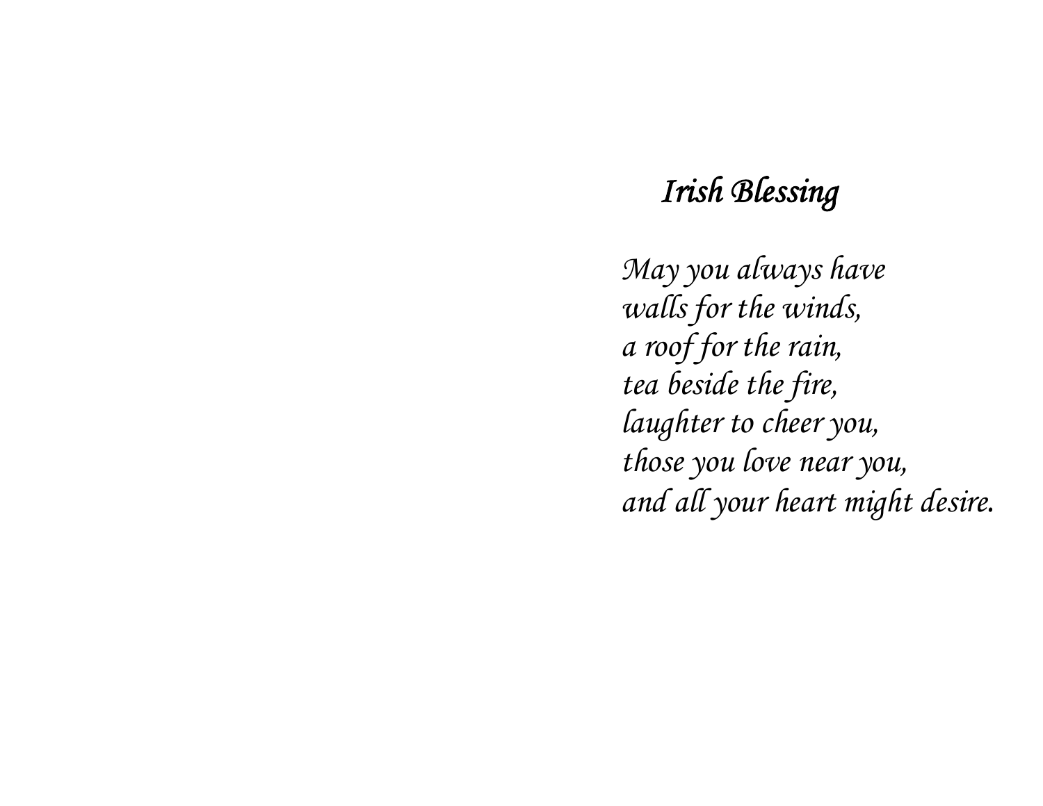# *Irish Blessing*

*May you always have*
*walls for the winds,*
*a roof for the rain,*
*tea beside the fire,*
*laughter to cheer you,*
*those you love near you,*
*and all your heart might desire.*